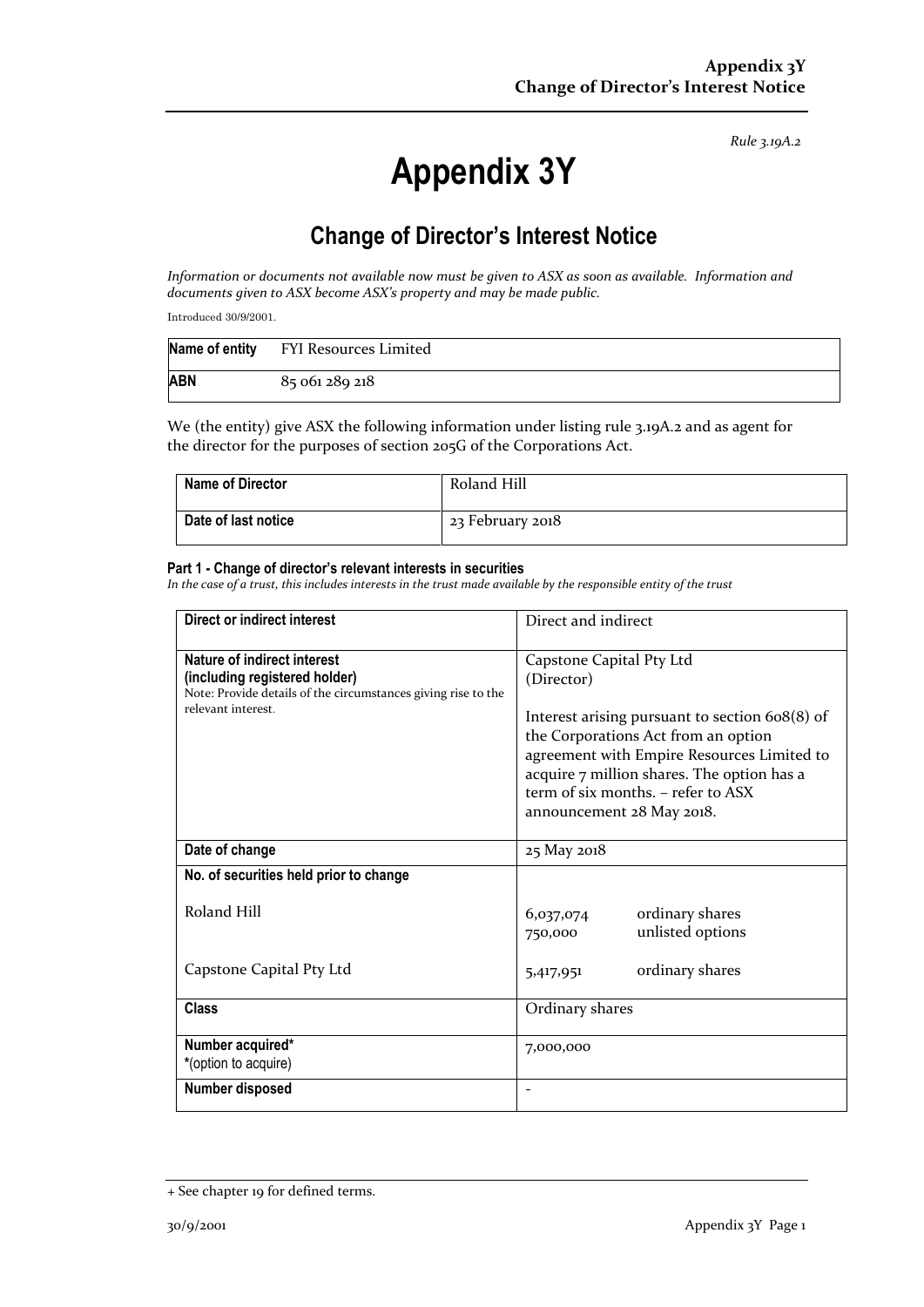*Rule 3.19A.2*

# Appendix 3Y

## Change of Director's Interest Notice

*Information or documents not available now must be given to ASX as soon as available. Information and documents given to ASX become ASX's property and may be made public.*

Introduced 30/9/2001.

| Name of entity | FYI Resources Limited |
|---|---|
| **ABN** | 85 061 289 218 |

We (the entity) give ASX the following information under listing rule 3.19A.2 and as agent for the director for the purposes of section 205G of the Corporations Act.

| Name of Director | Roland Hill |
|---|---|
| **Date of last notice** | 23 February 2018 |

#### Part 1 - Change of director's relevant interests in securities

*In the case of a trust, this includes interests in the trust made available by the responsible entity of the trust*

| Direct or indirect interest | Direct and indirect |
|---|---|
| **Nature of indirect interest (including registered holder)**<br>Note: Provide details of the circumstances giving rise to the relevant interest. | Capstone Capital Pty Ltd (Director)<br><br>Interest arising pursuant to section 608(8) of the Corporations Act from an option agreement with Empire Resources Limited to acquire 7 million shares. The option has a term of six months. – refer to ASX announcement 28 May 2018. |
| **Date of change** | 25 May 2018 |
| **No. of securities held prior to change**<br><br>Roland Hill<br><br>Capstone Capital Pty Ltd | <br><br>6,037,074 ordinary shares<br>750,000 unlisted options<br><br>5,417,951 ordinary shares |
| **Class** | Ordinary shares |
| **Number acquired***<br>*(option to acquire) | 7,000,000 |
| **Number disposed** | - |

+ See chapter 19 for defined terms.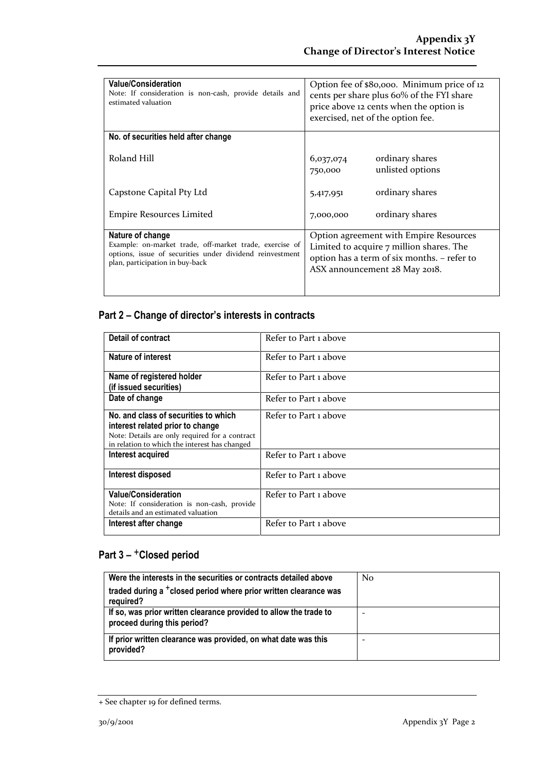| | |
|---|---|
| **Value/Consideration**<br>Note: If consideration is non-cash, provide details and estimated valuation | Option fee of $80,000. Minimum price of 12 cents per share plus 60% of the FYI share price above 12 cents when the option is exercised, net of the option fee. |
| **No. of securities held after change**<br><br>Roland Hill<br><br>Capstone Capital Pty Ltd<br><br>Empire Resources Limited | <br><br>6,037,074 ordinary shares<br>750,000 unlisted options<br><br>5,417,951 ordinary shares<br><br>7,000,000 ordinary shares |
| **Nature of change**<br>Example: on-market trade, off-market trade, exercise of options, issue of securities under dividend reinvestment plan, participation in buy-back | Option agreement with Empire Resources Limited to acquire 7 million shares. The option has a term of six months. – refer to ASX announcement 28 May 2018. |

## Part 2 – Change of director's interests in contracts

| | |
|---|---|
| **Detail of contract** | Refer to Part 1 above |
| **Nature of interest** | Refer to Part 1 above |
| **Name of registered holder (if issued securities)** | Refer to Part 1 above |
| **Date of change** | Refer to Part 1 above |
| **No. and class of securities to which interest related prior to change**<br>Note: Details are only required for a contract in relation to which the interest has changed | Refer to Part 1 above |
| **Interest acquired** | Refer to Part 1 above |
| **Interest disposed** | Refer to Part 1 above |
| **Value/Consideration**<br>Note: If consideration is non-cash, provide details and an estimated valuation | Refer to Part 1 above |
| **Interest after change** | Refer to Part 1 above |

## Part 3 – +Closed period

| | |
|---|---|
| **Were the interests in the securities or contracts detailed above traded during a +closed period where prior written clearance was required?** | No |
| **If so, was prior written clearance provided to allow the trade to proceed during this period?** | - |
| **If prior written clearance was provided, on what date was this provided?** | - |

+ See chapter 19 for defined terms.